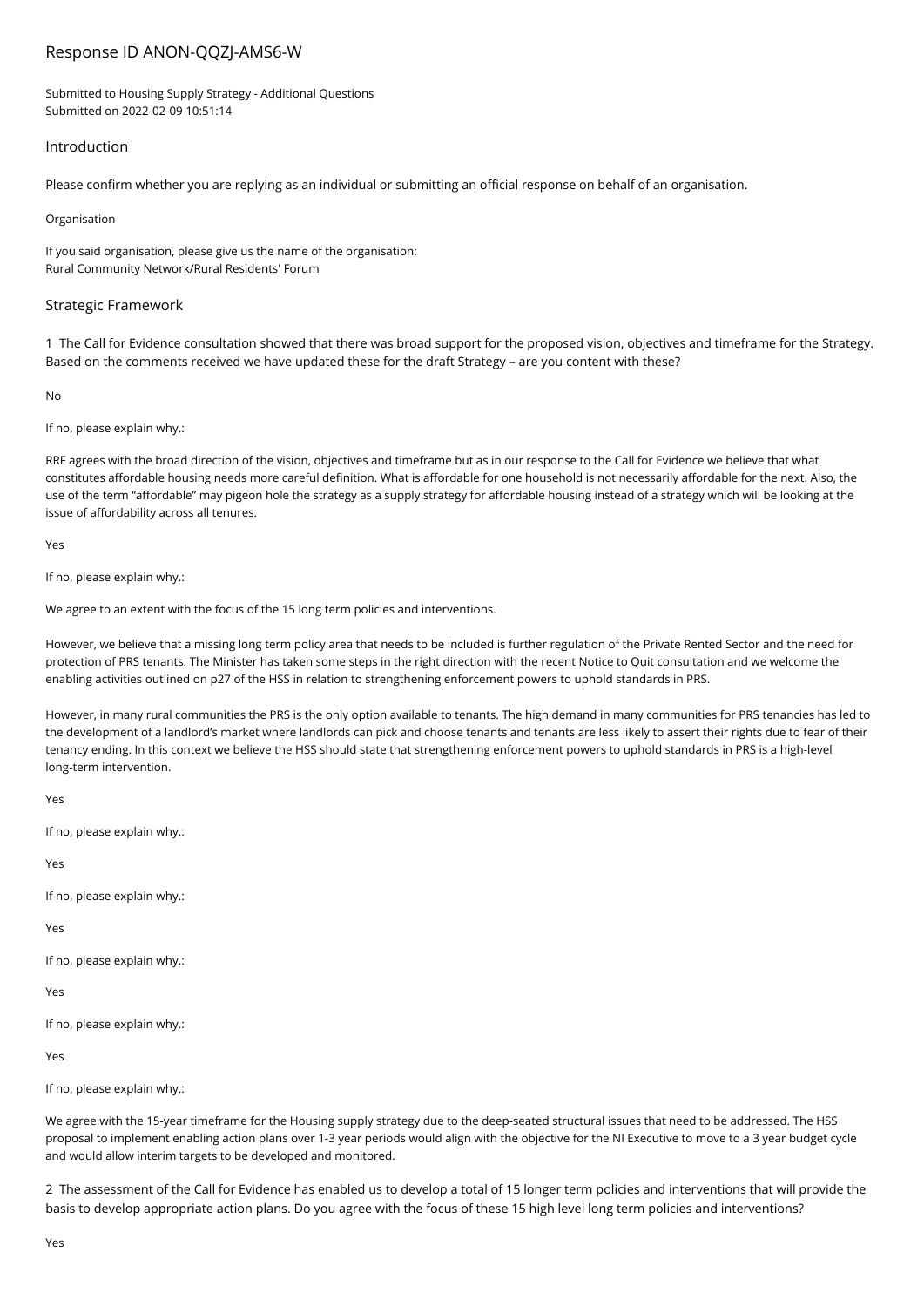# Response ID ANON-QQZJ-AMS6-W

Submitted to Housing Supply Strategy - Additional Questions
Submitted on 2022-02-09 10:51:14

## Introduction

Please confirm whether you are replying as an individual or submitting an official response on behalf of an organisation.

Organisation

If you said organisation, please give us the name of the organisation:
Rural Community Network/Rural Residents' Forum

## Strategic Framework

1 The Call for Evidence consultation showed that there was broad support for the proposed vision, objectives and timeframe for the Strategy. Based on the comments received we have updated these for the draft Strategy – are you content with these?

No

If no, please explain why.:

RRF agrees with the broad direction of the vision, objectives and timeframe but as in our response to the Call for Evidence we believe that what constitutes affordable housing needs more careful definition. What is affordable for one household is not necessarily affordable for the next. Also, the use of the term "affordable" may pigeon hole the strategy as a supply strategy for affordable housing instead of a strategy which will be looking at the issue of affordability across all tenures.

Yes

If no, please explain why.:

We agree to an extent with the focus of the 15 long term policies and interventions.

However, we believe that a missing long term policy area that needs to be included is further regulation of the Private Rented Sector and the need for protection of PRS tenants. The Minister has taken some steps in the right direction with the recent Notice to Quit consultation and we welcome the enabling activities outlined on p27 of the HSS in relation to strengthening enforcement powers to uphold standards in PRS.

However, in many rural communities the PRS is the only option available to tenants. The high demand in many communities for PRS tenancies has led to the development of a landlord's market where landlords can pick and choose tenants and tenants are less likely to assert their rights due to fear of their tenancy ending. In this context we believe the HSS should state that strengthening enforcement powers to uphold standards in PRS is a high-level long-term intervention.

Yes

If no, please explain why.:

Yes

If no, please explain why.:

Yes

If no, please explain why.:

Yes

If no, please explain why.:

Yes

If no, please explain why.:

We agree with the 15-year timeframe for the Housing supply strategy due to the deep-seated structural issues that need to be addressed. The HSS proposal to implement enabling action plans over 1-3 year periods would align with the objective for the NI Executive to move to a 3 year budget cycle and would allow interim targets to be developed and monitored.

2 The assessment of the Call for Evidence has enabled us to develop a total of 15 longer term policies and interventions that will provide the basis to develop appropriate action plans. Do you agree with the focus of these 15 high level long term policies and interventions?

Yes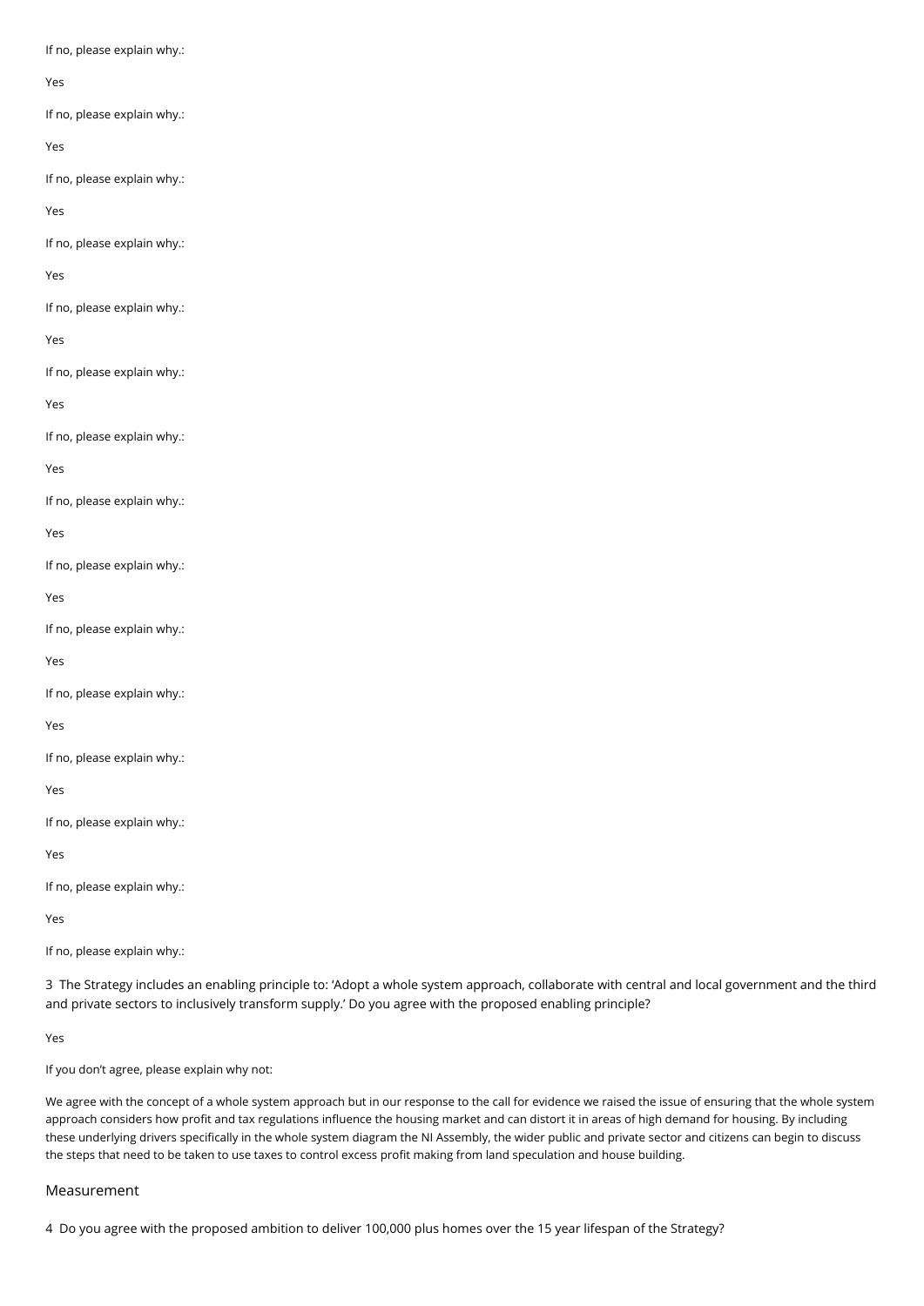If no, please explain why.:

Yes

If no, please explain why.:

Yes

If no, please explain why.:

Yes

If no, please explain why.:

Yes

If no, please explain why.:

Yes

If no, please explain why.:

Yes

If no, please explain why.:

Yes

If no, please explain why.:

Yes

If no, please explain why.:

Yes

If no, please explain why.:

Yes

If no, please explain why.:

Yes

If no, please explain why.:

Yes

If no, please explain why.:

Yes

If no, please explain why.:

Yes

If no, please explain why.:

3 The Strategy includes an enabling principle to: 'Adopt a whole system approach, collaborate with central and local government and the third and private sectors to inclusively transform supply.' Do you agree with the proposed enabling principle?

Yes

If you don't agree, please explain why not:

We agree with the concept of a whole system approach but in our response to the call for evidence we raised the issue of ensuring that the whole system approach considers how profit and tax regulations influence the housing market and can distort it in areas of high demand for housing. By including these underlying drivers specifically in the whole system diagram the NI Assembly, the wider public and private sector and citizens can begin to discuss the steps that need to be taken to use taxes to control excess profit making from land speculation and house building.

## Measurement

4 Do you agree with the proposed ambition to deliver 100,000 plus homes over the 15 year lifespan of the Strategy?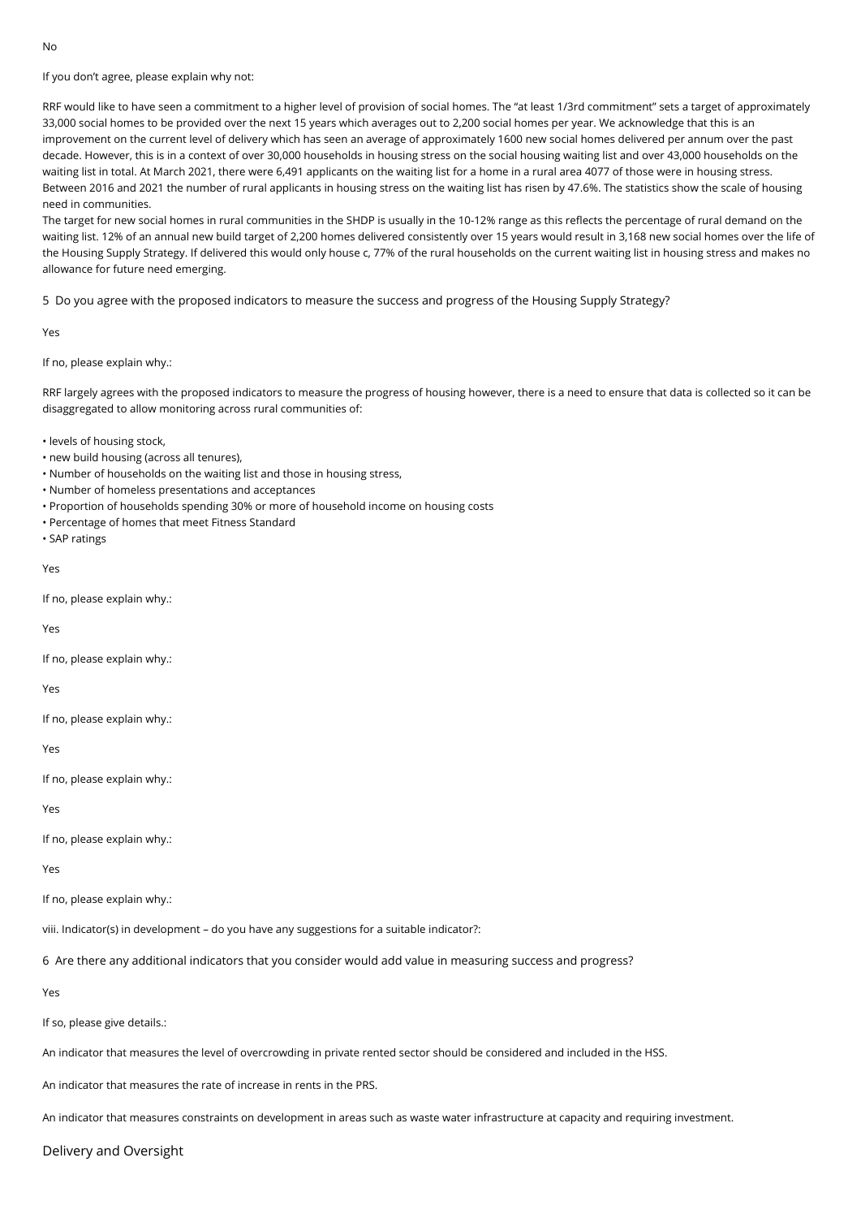No

If you don't agree, please explain why not:

RRF would like to have seen a commitment to a higher level of provision of social homes. The "at least 1/3rd commitment" sets a target of approximately 33,000 social homes to be provided over the next 15 years which averages out to 2,200 social homes per year. We acknowledge that this is an improvement on the current level of delivery which has seen an average of approximately 1600 new social homes delivered per annum over the past decade. However, this is in a context of over 30,000 households in housing stress on the social housing waiting list and over 43,000 households on the waiting list in total. At March 2021, there were 6,491 applicants on the waiting list for a home in a rural area 4077 of those were in housing stress. Between 2016 and 2021 the number of rural applicants in housing stress on the waiting list has risen by 47.6%. The statistics show the scale of housing need in communities.
The target for new social homes in rural communities in the SHDP is usually in the 10-12% range as this reflects the percentage of rural demand on the waiting list. 12% of an annual new build target of 2,200 homes delivered consistently over 15 years would result in 3,168 new social homes over the life of the Housing Supply Strategy. If delivered this would only house c, 77% of the rural households on the current waiting list in housing stress and makes no allowance for future need emerging.

5 Do you agree with the proposed indicators to measure the success and progress of the Housing Supply Strategy?

Yes

If no, please explain why.:

RRF largely agrees with the proposed indicators to measure the progress of housing however, there is a need to ensure that data is collected so it can be disaggregated to allow monitoring across rural communities of:

- levels of housing stock,
- new build housing (across all tenures),
- Number of households on the waiting list and those in housing stress,
- Number of homeless presentations and acceptances
- Proportion of households spending 30% or more of household income on housing costs
- Percentage of homes that meet Fitness Standard
- SAP ratings

Yes

If no, please explain why.:

Yes

If no, please explain why.:

Yes

If no, please explain why.:

Yes

If no, please explain why.:

Yes

If no, please explain why.:

Yes

If no, please explain why.:

viii. Indicator(s) in development – do you have any suggestions for a suitable indicator?:

6 Are there any additional indicators that you consider would add value in measuring success and progress?

Yes

If so, please give details.:

An indicator that measures the level of overcrowding in private rented sector should be considered and included in the HSS.

An indicator that measures the rate of increase in rents in the PRS.

An indicator that measures constraints on development in areas such as waste water infrastructure at capacity and requiring investment.

## Delivery and Oversight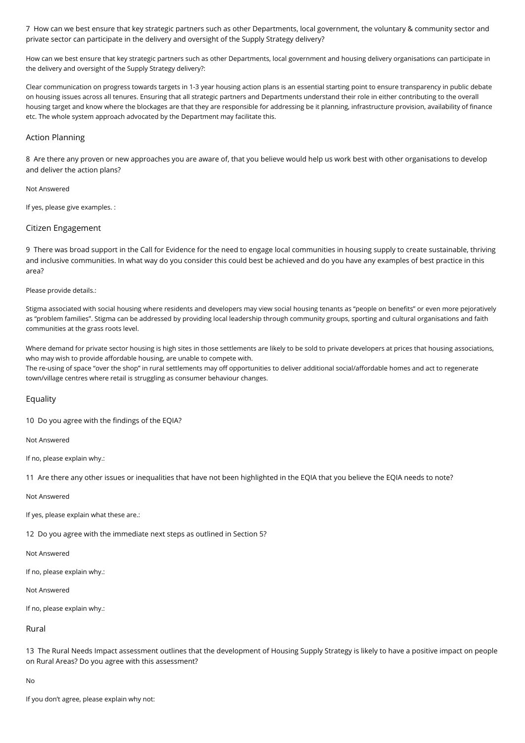7 How can we best ensure that key strategic partners such as other Departments, local government, the voluntary & community sector and private sector can participate in the delivery and oversight of the Supply Strategy delivery?

How can we best ensure that key strategic partners such as other Departments, local government and housing delivery organisations can participate in the delivery and oversight of the Supply Strategy delivery?:

Clear communication on progress towards targets in 1-3 year housing action plans is an essential starting point to ensure transparency in public debate on housing issues across all tenures. Ensuring that all strategic partners and Departments understand their role in either contributing to the overall housing target and know where the blockages are that they are responsible for addressing be it planning, infrastructure provision, availability of finance etc. The whole system approach advocated by the Department may facilitate this.

## Action Planning

8 Are there any proven or new approaches you are aware of, that you believe would help us work best with other organisations to develop and deliver the action plans?

Not Answered

If yes, please give examples. :

## Citizen Engagement

9 There was broad support in the Call for Evidence for the need to engage local communities in housing supply to create sustainable, thriving and inclusive communities. In what way do you consider this could best be achieved and do you have any examples of best practice in this area?

Please provide details.:

Stigma associated with social housing where residents and developers may view social housing tenants as "people on benefits" or even more pejoratively as "problem families". Stigma can be addressed by providing local leadership through community groups, sporting and cultural organisations and faith communities at the grass roots level.

Where demand for private sector housing is high sites in those settlements are likely to be sold to private developers at prices that housing associations, who may wish to provide affordable housing, are unable to compete with.
The re-using of space "over the shop" in rural settlements may off opportunities to deliver additional social/affordable homes and act to regenerate town/village centres where retail is struggling as consumer behaviour changes.

## Equality

10 Do you agree with the findings of the EQIA?

Not Answered

If no, please explain why.:

11 Are there any other issues or inequalities that have not been highlighted in the EQIA that you believe the EQIA needs to note?

Not Answered

If yes, please explain what these are.:

12 Do you agree with the immediate next steps as outlined in Section 5?

Not Answered

If no, please explain why.:

Not Answered

If no, please explain why.:

## Rural

13 The Rural Needs Impact assessment outlines that the development of Housing Supply Strategy is likely to have a positive impact on people on Rural Areas? Do you agree with this assessment?

No

If you don't agree, please explain why not: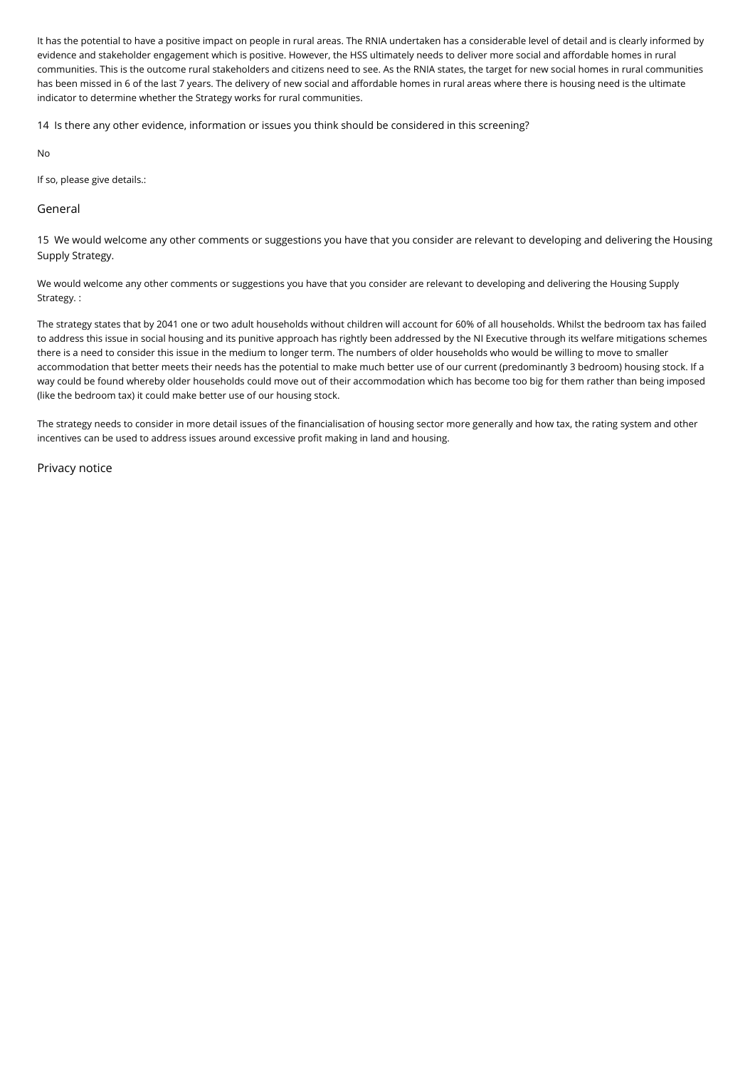It has the potential to have a positive impact on people in rural areas. The RNIA undertaken has a considerable level of detail and is clearly informed by evidence and stakeholder engagement which is positive. However, the HSS ultimately needs to deliver more social and affordable homes in rural communities. This is the outcome rural stakeholders and citizens need to see. As the RNIA states, the target for new social homes in rural communities has been missed in 6 of the last 7 years. The delivery of new social and affordable homes in rural areas where there is housing need is the ultimate indicator to determine whether the Strategy works for rural communities.

14 Is there any other evidence, information or issues you think should be considered in this screening?

No

If so, please give details.:

## General

15 We would welcome any other comments or suggestions you have that you consider are relevant to developing and delivering the Housing Supply Strategy.

We would welcome any other comments or suggestions you have that you consider are relevant to developing and delivering the Housing Supply Strategy. :

The strategy states that by 2041 one or two adult households without children will account for 60% of all households. Whilst the bedroom tax has failed to address this issue in social housing and its punitive approach has rightly been addressed by the NI Executive through its welfare mitigations schemes there is a need to consider this issue in the medium to longer term. The numbers of older households who would be willing to move to smaller accommodation that better meets their needs has the potential to make much better use of our current (predominantly 3 bedroom) housing stock. If a way could be found whereby older households could move out of their accommodation which has become too big for them rather than being imposed (like the bedroom tax) it could make better use of our housing stock.

The strategy needs to consider in more detail issues of the financialisation of housing sector more generally and how tax, the rating system and other incentives can be used to address issues around excessive profit making in land and housing.

## Privacy notice